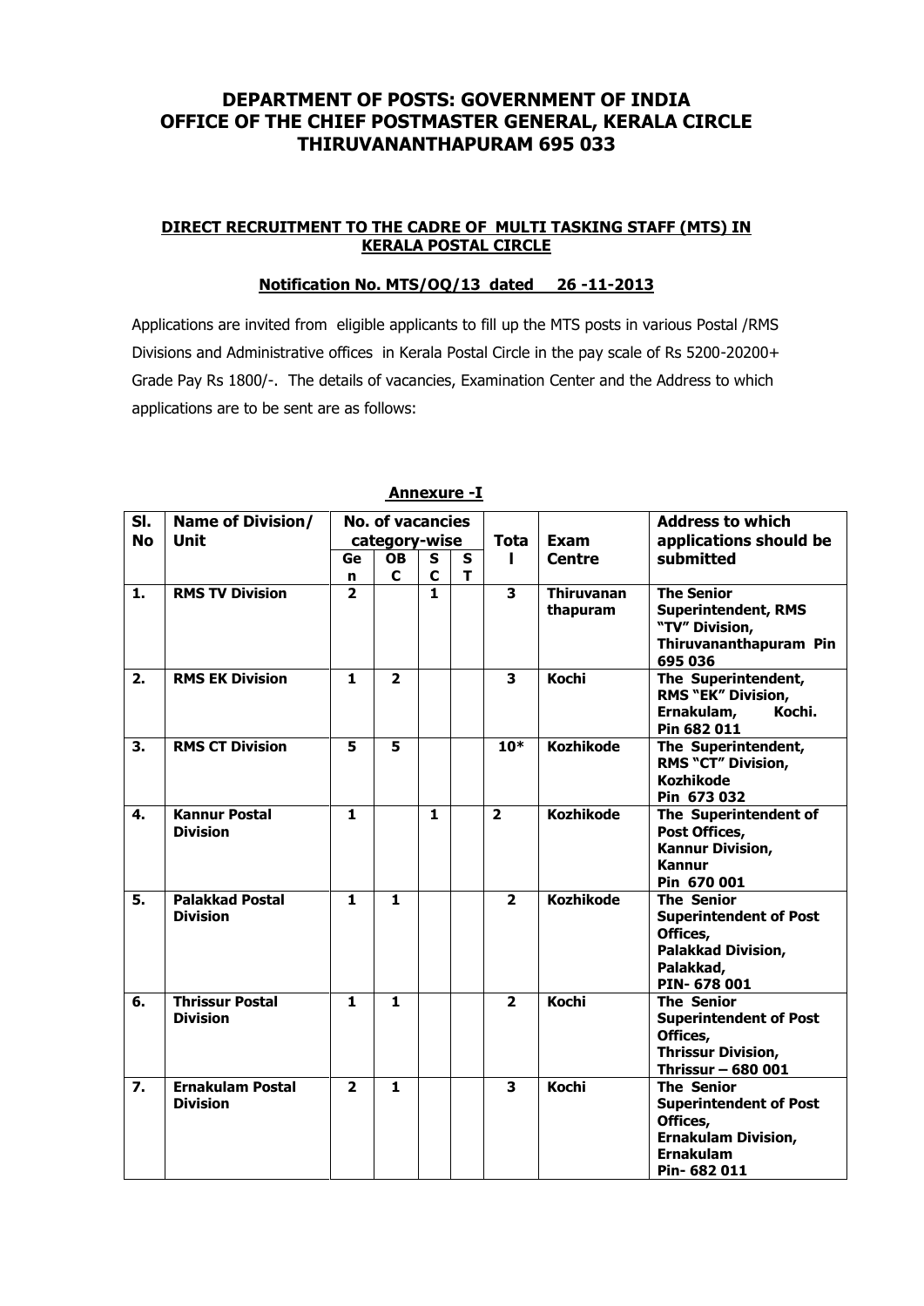# DEPARTMENT OF POSTS: GOVERNMENT OF INDIA
# OFFICE OF THE CHIEF POSTMASTER GENERAL, KERALA CIRCLE
# THIRUVANANTHAPURAM 695 033

**DIRECT RECRUITMENT TO THE CADRE OF MULTI TASKING STAFF (MTS) IN KERALA POSTAL CIRCLE**

**Notification No. MTS/OQ/13 dated 26 -11-2013**

Applications are invited from eligible applicants to fill up the MTS posts in various Postal /RMS Divisions and Administrative offices in Kerala Postal Circle in the pay scale of Rs 5200-20200+ Grade Pay Rs 1800/-. The details of vacancies, Examination Center and the Address to which applications are to be sent are as follows:

**Annexure -I**

| Sl. No | Name of Division/ Unit | No. of vacancies category-wise | | | | Total | Exam Centre | Address to which applications should be submitted |
|---|---|---|---|---|---|---|---|---|
| | | Gen | OBC | SC | ST | | | |
| 1. | RMS TV Division | 2 | | 1 | | 3 | Thiruvananthapuram | The Senior Superintendent, RMS "TV" Division, Thiruvananthapuram Pin 695 036 |
| 2. | RMS EK Division | 1 | 2 | | | 3 | Kochi | The Superintendent, RMS "EK" Division, Ernakulam, Kochi. Pin 682 011 |
| 3. | RMS CT Division | 5 | 5 | | | 10* | Kozhikode | The Superintendent, RMS "CT" Division, Kozhikode Pin 673 032 |
| 4. | Kannur Postal Division | 1 | | 1 | | 2 | Kozhikode | The Superintendent of Post Offices, Kannur Division, Kannur Pin 670 001 |
| 5. | Palakkad Postal Division | 1 | 1 | | | 2 | Kozhikode | The Senior Superintendent of Post Offices, Palakkad Division, Palakkad, PIN- 678 001 |
| 6. | Thrissur Postal Division | 1 | 1 | | | 2 | Kochi | The Senior Superintendent of Post Offices, Thrissur Division, Thrissur – 680 001 |
| 7. | Ernakulam Postal Division | 2 | 1 | | | 3 | Kochi | The Senior Superintendent of Post Offices, Ernakulam Division, Ernakulam Pin- 682 011 |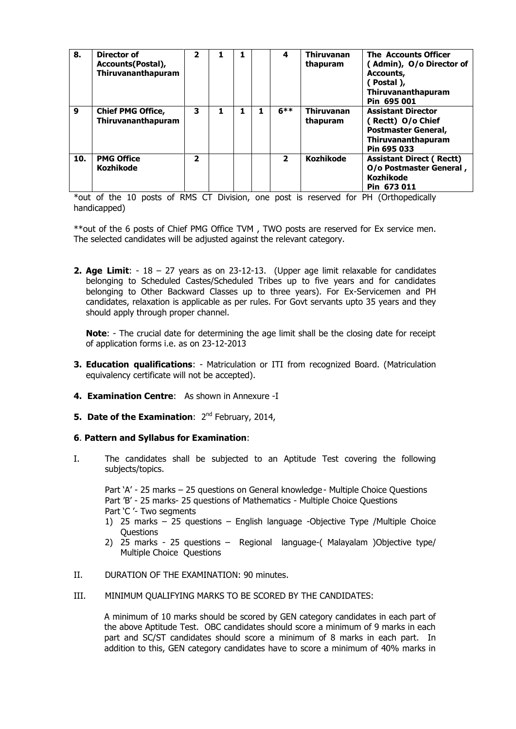| 8. | **Director of Accounts(Postal), Thiruvananthapuram** | **2** | **1** | **1** | | **4** | **Thiruvananthapuram** | **The Accounts Officer ( Admin), O/o Director of Accounts, ( Postal ), Thiruvananthapuram Pin 695 001** |
|---|---|---|---|---|---|---|---|---|
| **9** | **Chief PMG Office, Thiruvananthapuram** | **3** | **1** | **1** | **1** | **6**** | **Thiruvananthapuram** | **Assistant Director ( Rectt) O/o Chief Postmaster General, Thiruvananthapuram Pin 695 033** |
| **10.** | **PMG Office Kozhikode** | **2** | | | | **2** | **Kozhikode** | **Assistant Direct ( Rectt) O/o Postmaster General , Kozhikode Pin 673 011** |

*out of the 10 posts of RMS CT Division, one post is reserved for PH (Orthopedically handicapped)

**out of the 6 posts of Chief PMG Office TVM , TWO posts are reserved for Ex service men. The selected candidates will be adjusted against the relevant category.

**2. Age Limit**: - 18 – 27 years as on 23-12-13. (Upper age limit relaxable for candidates belonging to Scheduled Castes/Scheduled Tribes up to five years and for candidates belonging to Other Backward Classes up to three years). For Ex-Servicemen and PH candidates, relaxation is applicable as per rules. For Govt servants upto 35 years and they should apply through proper channel.

**Note**: - The crucial date for determining the age limit shall be the closing date for receipt of application forms i.e. as on 23-12-2013

**3. Education qualifications**: - Matriculation or ITI from recognized Board. (Matriculation equivalency certificate will not be accepted).

**4. Examination Centre**: As shown in Annexure -I

**5. Date of the Examination**: 2nd February, 2014,

**6**. **Pattern and Syllabus for Examination**:

I. The candidates shall be subjected to an Aptitude Test covering the following subjects/topics.

Part 'A' - 25 marks – 25 questions on General knowledge - Multiple Choice Questions
Part 'B' - 25 marks- 25 questions of Mathematics - Multiple Choice Questions
Part 'C '- Two segments

1) 25 marks – 25 questions – English language -Objective Type /Multiple Choice Questions
2) 25 marks - 25 questions – Regional language-( Malayalam )Objective type/ Multiple Choice Questions

II. DURATION OF THE EXAMINATION: 90 minutes.

III. MINIMUM QUALIFYING MARKS TO BE SCORED BY THE CANDIDATES:

A minimum of 10 marks should be scored by GEN category candidates in each part of the above Aptitude Test. OBC candidates should score a minimum of 9 marks in each part and SC/ST candidates should score a minimum of 8 marks in each part. In addition to this, GEN category candidates have to score a minimum of 40% marks in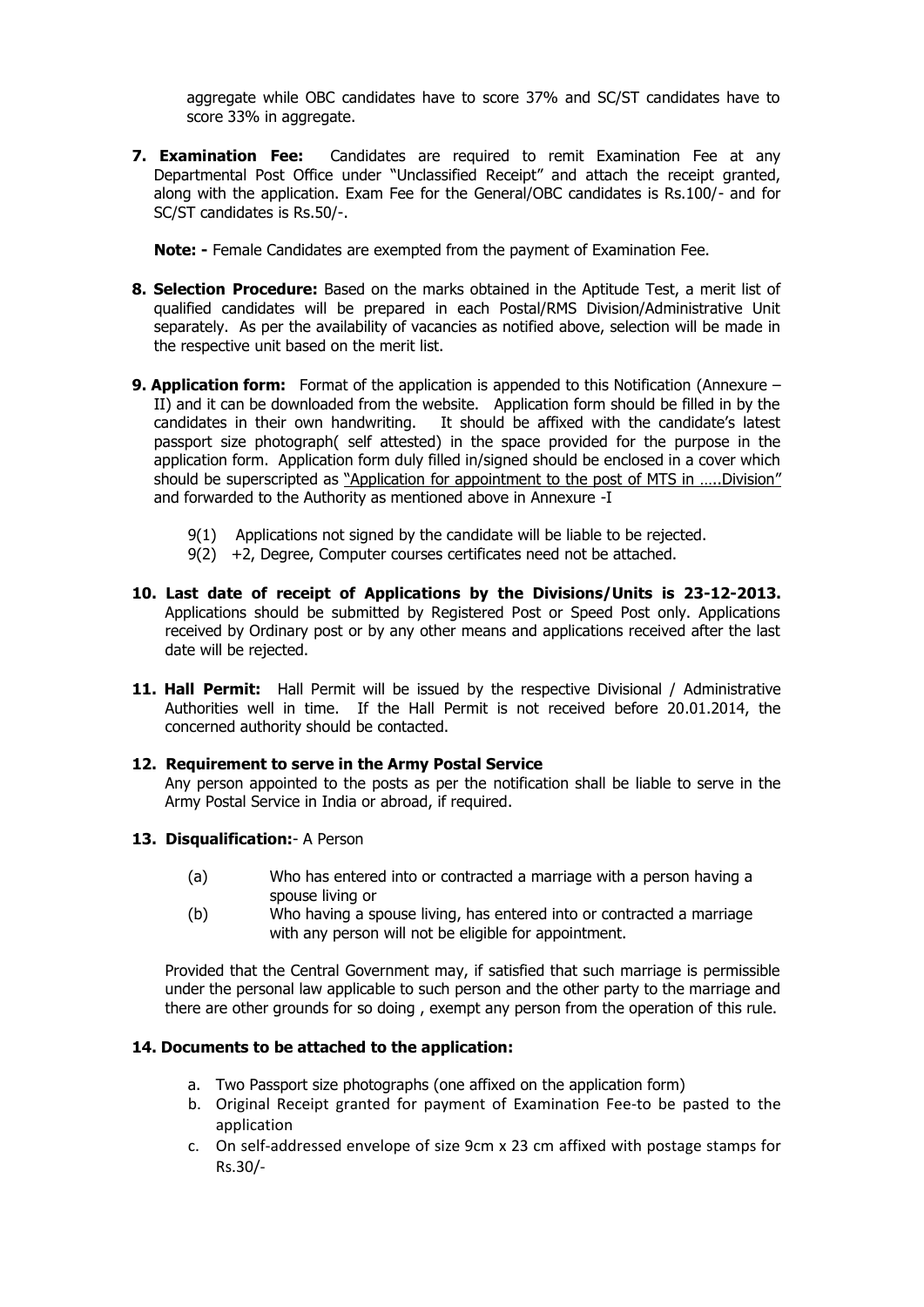aggregate while OBC candidates have to score 37% and SC/ST candidates have to score 33% in aggregate.

**7. Examination Fee:** Candidates are required to remit Examination Fee at any Departmental Post Office under "Unclassified Receipt" and attach the receipt granted, along with the application. Exam Fee for the General/OBC candidates is Rs.100/- and for SC/ST candidates is Rs.50/-.

**Note: -** Female Candidates are exempted from the payment of Examination Fee.

**8. Selection Procedure:** Based on the marks obtained in the Aptitude Test, a merit list of qualified candidates will be prepared in each Postal/RMS Division/Administrative Unit separately. As per the availability of vacancies as notified above, selection will be made in the respective unit based on the merit list.

**9. Application form:** Format of the application is appended to this Notification (Annexure – II) and it can be downloaded from the website. Application form should be filled in by the candidates in their own handwriting. It should be affixed with the candidate's latest passport size photograph( self attested) in the space provided for the purpose in the application form. Application form duly filled in/signed should be enclosed in a cover which should be superscripted as "Application for appointment to the post of MTS in …..Division" and forwarded to the Authority as mentioned above in Annexure -I

- 9(1) Applications not signed by the candidate will be liable to be rejected.
- 9(2) +2, Degree, Computer courses certificates need not be attached.

**10. Last date of receipt of Applications by the Divisions/Units is 23-12-2013.** Applications should be submitted by Registered Post or Speed Post only. Applications received by Ordinary post or by any other means and applications received after the last date will be rejected.

**11. Hall Permit:** Hall Permit will be issued by the respective Divisional / Administrative Authorities well in time. If the Hall Permit is not received before 20.01.2014, the concerned authority should be contacted.

**12. Requirement to serve in the Army Postal Service**

Any person appointed to the posts as per the notification shall be liable to serve in the Army Postal Service in India or abroad, if required.

**13. Disqualification:**- A Person

- (a) Who has entered into or contracted a marriage with a person having a spouse living or
- (b) Who having a spouse living, has entered into or contracted a marriage with any person will not be eligible for appointment.

Provided that the Central Government may, if satisfied that such marriage is permissible under the personal law applicable to such person and the other party to the marriage and there are other grounds for so doing , exempt any person from the operation of this rule.

**14. Documents to be attached to the application:**

a. Two Passport size photographs (one affixed on the application form)
b. Original Receipt granted for payment of Examination Fee-to be pasted to the application
c. On self-addressed envelope of size 9cm x 23 cm affixed with postage stamps for Rs.30/-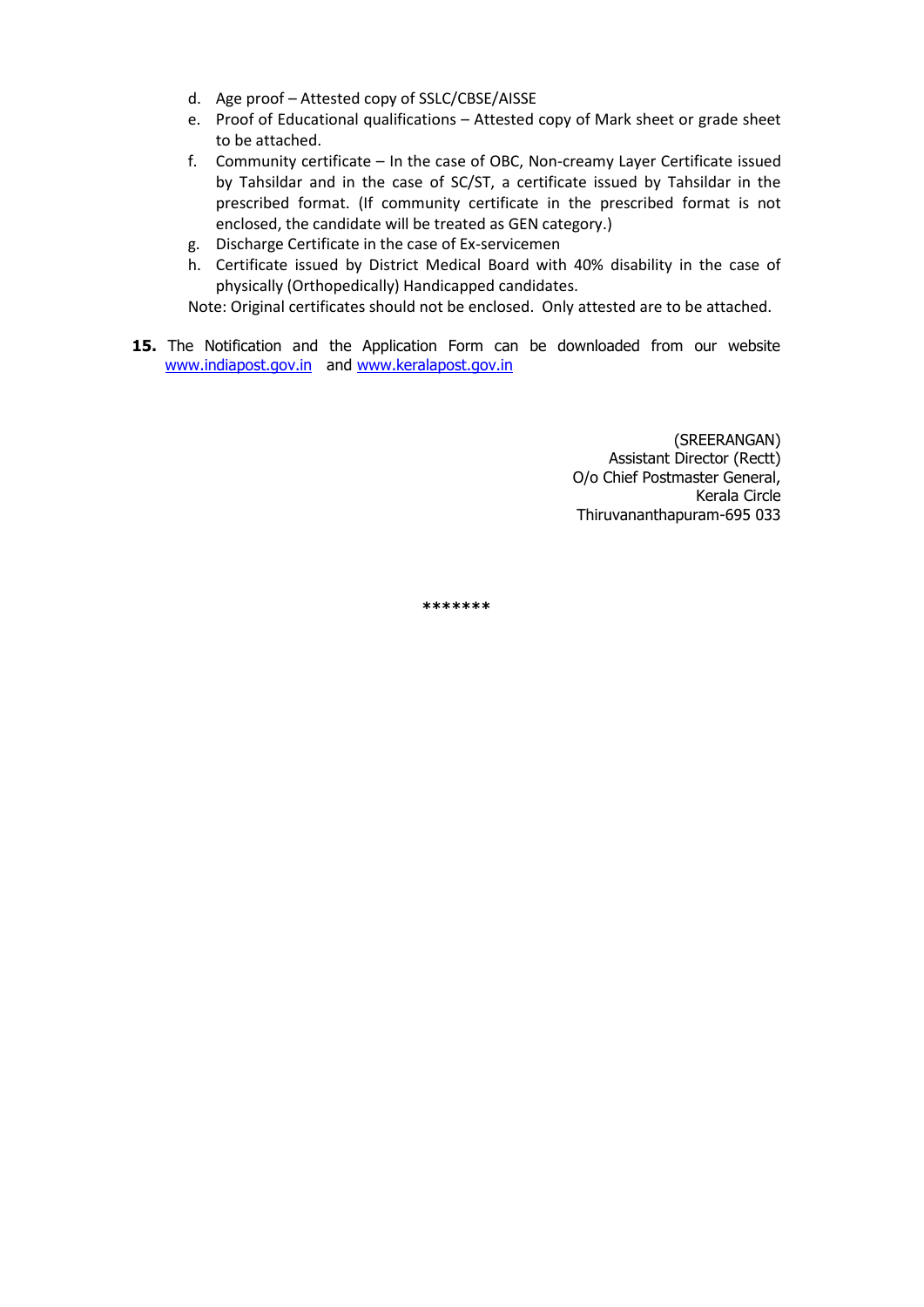d. Age proof – Attested copy of SSLC/CBSE/AISSE
e. Proof of Educational qualifications – Attested copy of Mark sheet or grade sheet to be attached.
f. Community certificate – In the case of OBC, Non-creamy Layer Certificate issued by Tahsildar and in the case of SC/ST, a certificate issued by Tahsildar in the prescribed format. (If community certificate in the prescribed format is not enclosed, the candidate will be treated as GEN category.)
g. Discharge Certificate in the case of Ex-servicemen
h. Certificate issued by District Medical Board with 40% disability in the case of physically (Orthopedically) Handicapped candidates.

Note: Original certificates should not be enclosed. Only attested are to be attached.

**15.** The Notification and the Application Form can be downloaded from our website [www.indiapost.gov.in](http://www.indiapost.gov.in) and [www.keralapost.gov.in](http://www.keralapost.gov.in)

(SREERANGAN)
Assistant Director (Rectt)
O/o Chief Postmaster General,
Kerala Circle
Thiruvananthapuram-695 033

*******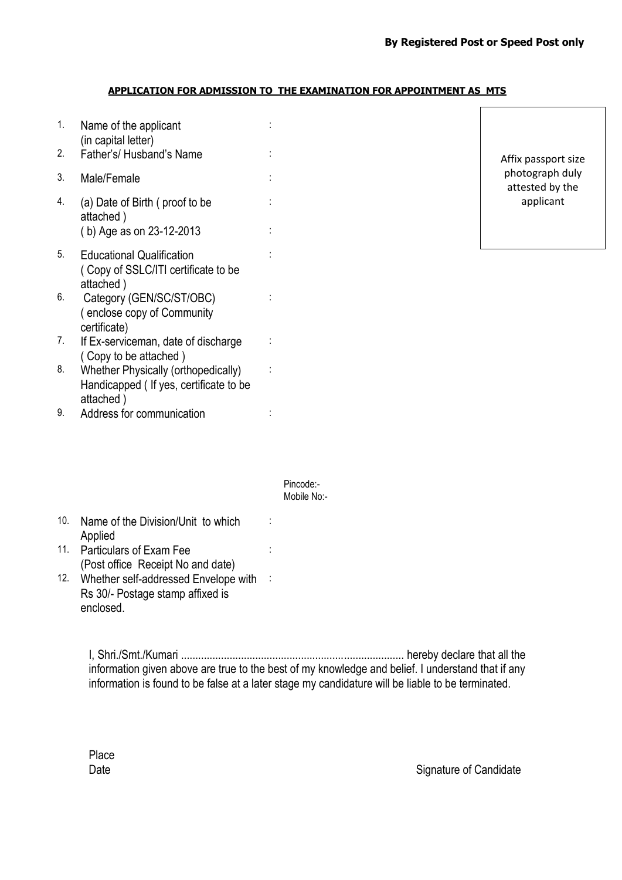**By Registered Post or Speed Post only**

**APPLICATION FOR ADMISSION TO THE EXAMINATION FOR APPOINTMENT AS MTS**

Affix passport size photograph duly attested by the applicant

1. Name of the applicant (in capital letter) :
2. Father's/ Husband's Name :
3. Male/Female :
4. (a) Date of Birth ( proof to be attached ) :
   ( b) Age as on 23-12-2013 :
5. Educational Qualification ( Copy of SSLC/ITI certificate to be attached ) :
6. Category (GEN/SC/ST/OBC) ( enclose copy of Community certificate) :
7. If Ex-serviceman, date of discharge ( Copy to be attached ) :
8. Whether Physically (orthopedically) Handicapped ( If yes, certificate to be attached ) :
9. Address for communication :

   Pincode:-
   Mobile No:-

10. Name of the Division/Unit to which Applied :
11. Particulars of Exam Fee (Post office Receipt No and date) :
12. Whether self-addressed Envelope with Rs 30/- Postage stamp affixed is enclosed. :

I, Shri./Smt./Kumari ............................................................................ hereby declare that all the information given above are true to the best of my knowledge and belief. I understand that if any information is found to be false at a later stage my candidature will be liable to be terminated.

Place

Date

Signature of Candidate